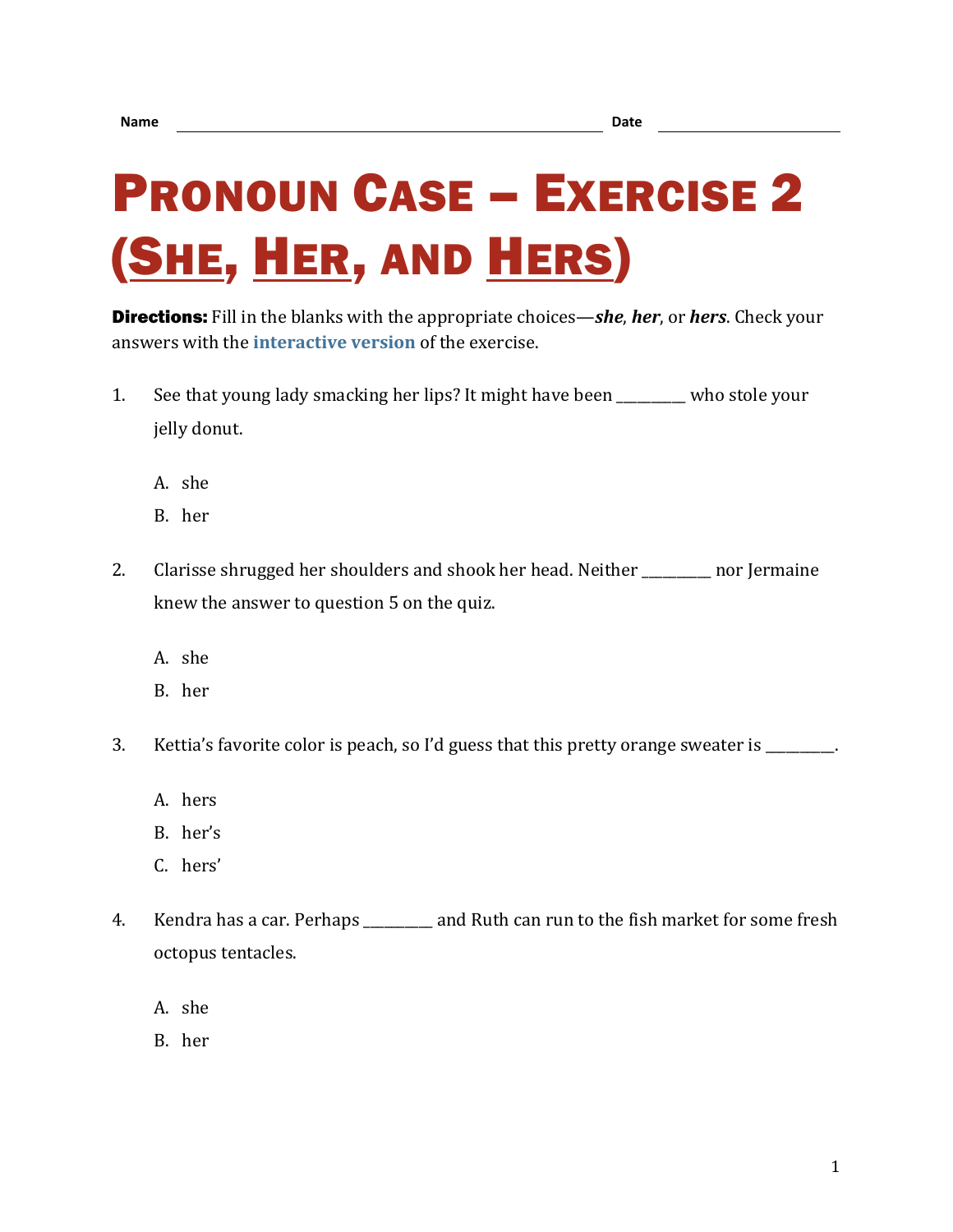Name \_\_\_\_\_\_\_\_\_\_\_\_\_\_\_\_\_\_\_\_\_\_\_\_\_\_\_\_\_\_\_\_\_\_\_\_\_\_\_\_ Date \_\_\_\_\_\_\_\_\_\_\_\_\_\_\_\_\_\_\_\_

# Pronoun Case – Exercise 2 (She, Her, and Hers)

**Directions:** Fill in the blanks with the appropriate choices—***she***, ***her***, or ***hers***. Check your answers with the interactive version of the exercise.

1. See that young lady smacking her lips? It might have been \_\_\_\_\_\_\_\_\_ who stole your jelly donut.

   A. she

   B. her

2. Clarisse shrugged her shoulders and shook her head. Neither \_\_\_\_\_\_\_\_\_ nor Jermaine knew the answer to question 5 on the quiz.

   A. she

   B. her

3. Kettia's favorite color is peach, so I'd guess that this pretty orange sweater is \_\_\_\_\_\_\_\_\_.

   A. hers

   B. her's

   C. hers'

4. Kendra has a car. Perhaps \_\_\_\_\_\_\_\_\_ and Ruth can run to the fish market for some fresh octopus tentacles.

   A. she

   B. her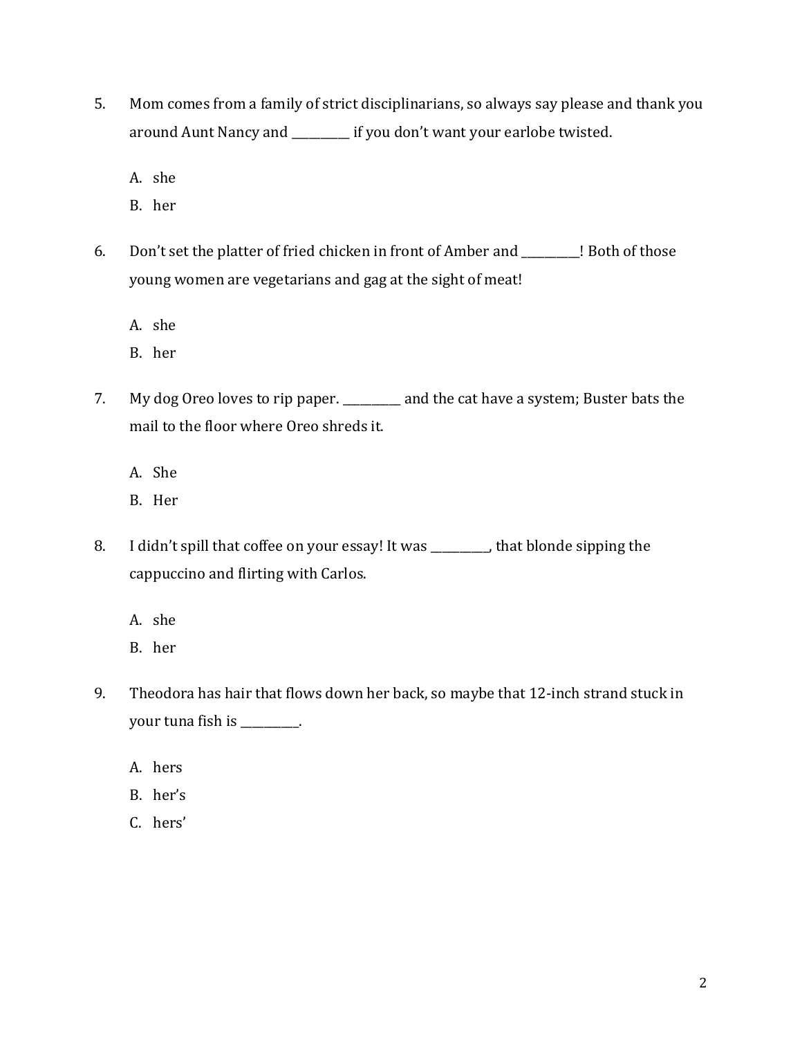5. Mom comes from a family of strict disciplinarians, so always say please and thank you around Aunt Nancy and __________ if you don't want your earlobe twisted.

   A. she
   B. her

6. Don't set the platter of fried chicken in front of Amber and __________! Both of those young women are vegetarians and gag at the sight of meat!

   A. she
   B. her

7. My dog Oreo loves to rip paper. __________ and the cat have a system; Buster bats the mail to the floor where Oreo shreds it.

   A. She
   B. Her

8. I didn't spill that coffee on your essay! It was __________, that blonde sipping the cappuccino and flirting with Carlos.

   A. she
   B. her

9. Theodora has hair that flows down her back, so maybe that 12-inch strand stuck in your tuna fish is __________.

   A. hers
   B. her's
   C. hers'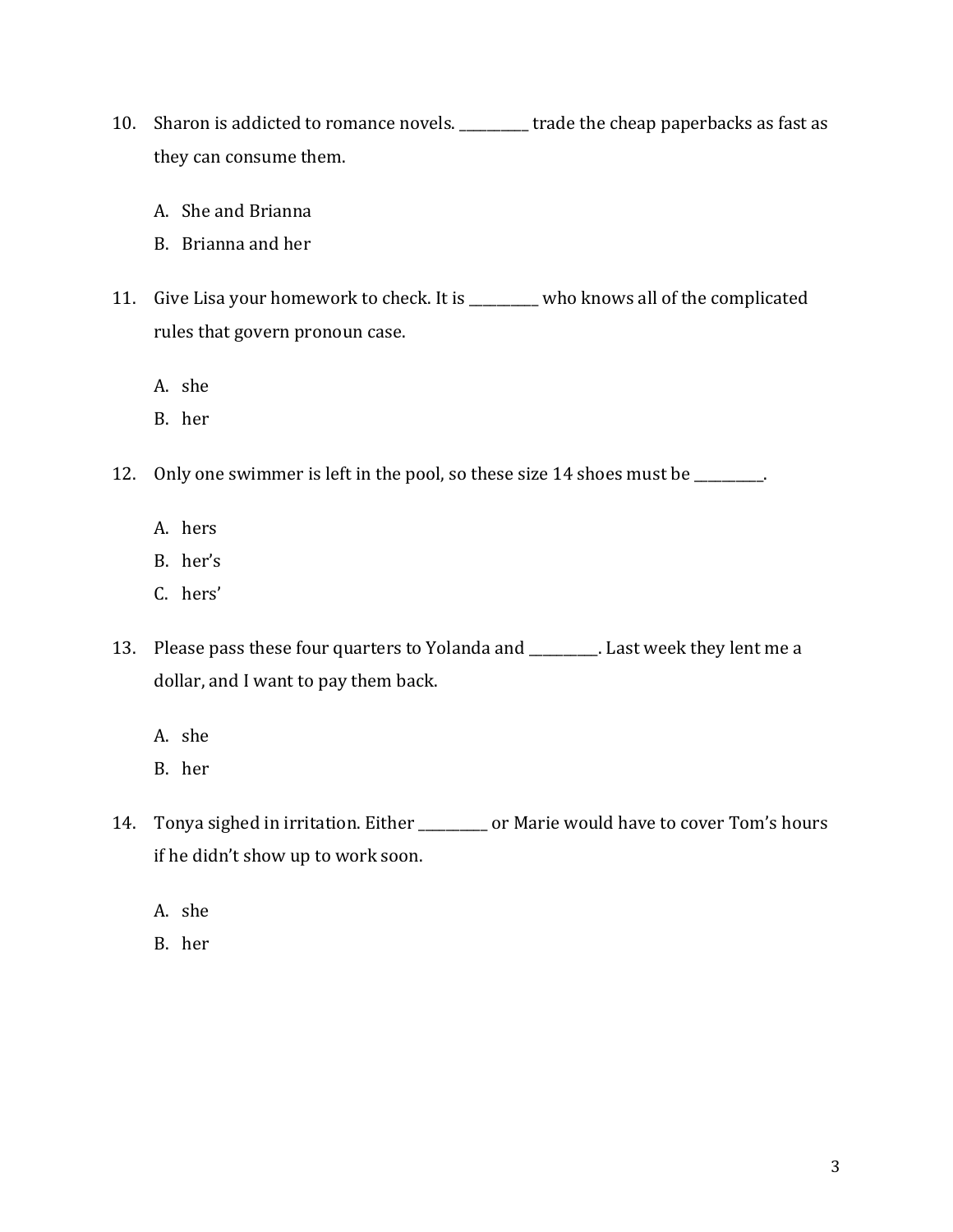10. Sharon is addicted to romance novels. __________ trade the cheap paperbacks as fast as they can consume them.

    A. She and Brianna
    B. Brianna and her

11. Give Lisa your homework to check. It is __________ who knows all of the complicated rules that govern pronoun case.

    A. she
    B. her

12. Only one swimmer is left in the pool, so these size 14 shoes must be __________.

    A. hers
    B. her's
    C. hers'

13. Please pass these four quarters to Yolanda and __________. Last week they lent me a dollar, and I want to pay them back.

    A. she
    B. her

14. Tonya sighed in irritation. Either __________ or Marie would have to cover Tom's hours if he didn't show up to work soon.

    A. she
    B. her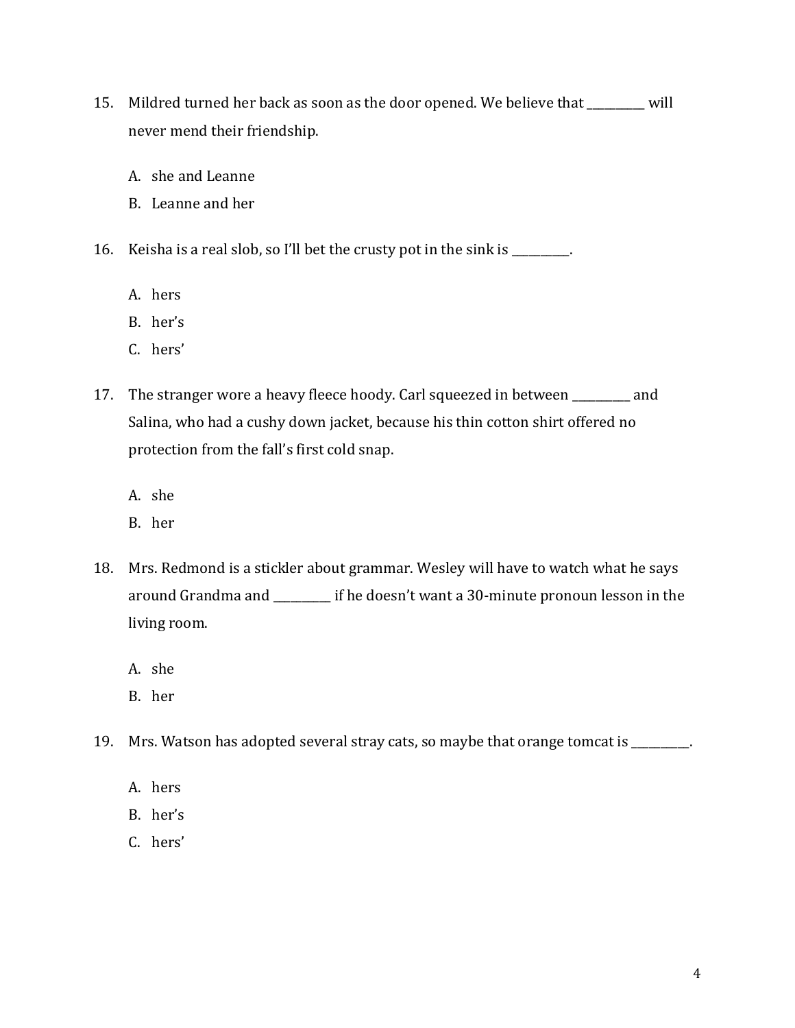15. Mildred turned her back as soon as the door opened. We believe that __________ will never mend their friendship.

    A. she and Leanne
    B. Leanne and her

16. Keisha is a real slob, so I'll bet the crusty pot in the sink is __________.

    A. hers
    B. her's
    C. hers'

17. The stranger wore a heavy fleece hoody. Carl squeezed in between __________ and Salina, who had a cushy down jacket, because his thin cotton shirt offered no protection from the fall's first cold snap.

    A. she
    B. her

18. Mrs. Redmond is a stickler about grammar. Wesley will have to watch what he says around Grandma and __________ if he doesn't want a 30-minute pronoun lesson in the living room.

    A. she
    B. her

19. Mrs. Watson has adopted several stray cats, so maybe that orange tomcat is __________.

    A. hers
    B. her's
    C. hers'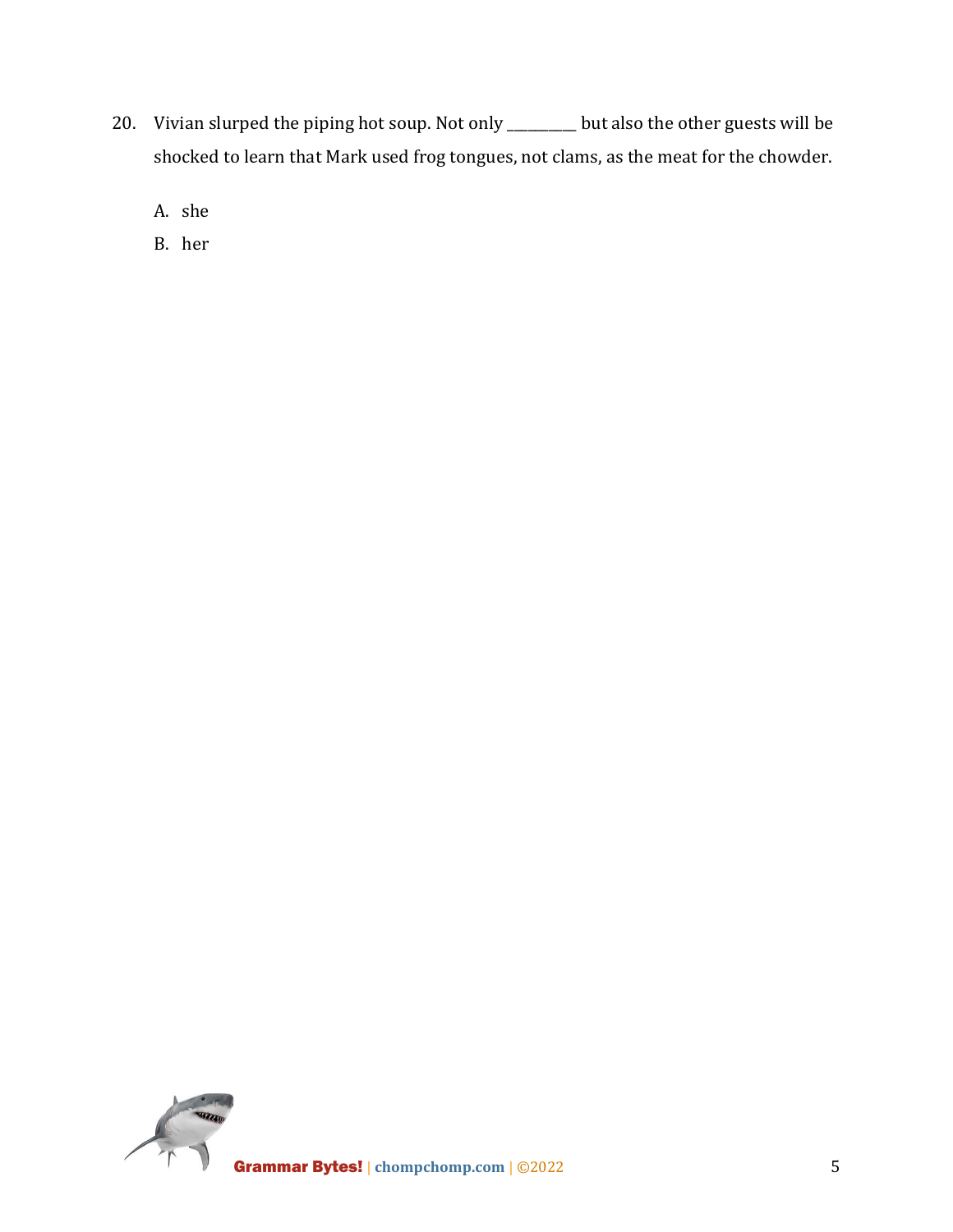20. Vivian slurped the piping hot soup. Not only __________ but also the other guests will be shocked to learn that Mark used frog tongues, not clams, as the meat for the chowder.

    A. she

    B. her